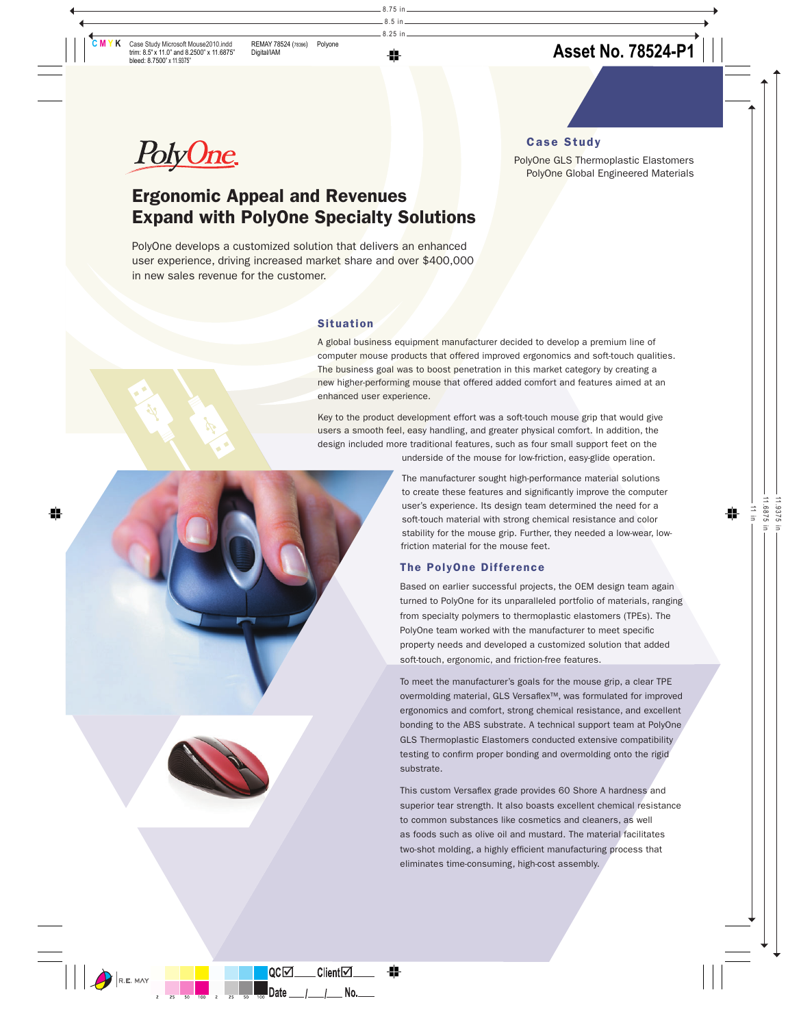PolyOne

# Ergonomic Appeal and Revenues Expand with PolyOne Specialty Solutions

PolyOne develops a customized solution that delivers an enhanced user experience, driving increased market share and over $400,000 in new sales revenue for the customer.

**Case Study**

PolyOne GLS Thermoplastic Elastomers
PolyOne Global Engineered Materials

## Situation

A global business equipment manufacturer decided to develop a premium line of computer mouse products that offered improved ergonomics and soft-touch qualities. The business goal was to boost penetration in this market category by creating a new higher-performing mouse that offered added comfort and features aimed at an enhanced user experience.

Key to the product development effort was a soft-touch mouse grip that would give users a smooth feel, easy handling, and greater physical comfort. In addition, the design included more traditional features, such as four small support feet on the underside of the mouse for low-friction, easy-glide operation.

The manufacturer sought high-performance material solutions to create these features and significantly improve the computer user's experience. Its design team determined the need for a soft-touch material with strong chemical resistance and color stability for the mouse grip. Further, they needed a low-wear, low-friction material for the mouse feet.

## The PolyOne Difference

Based on earlier successful projects, the OEM design team again turned to PolyOne for its unparalleled portfolio of materials, ranging from specialty polymers to thermoplastic elastomers (TPEs). The PolyOne team worked with the manufacturer to meet specific property needs and developed a customized solution that added soft-touch, ergonomic, and friction-free features.

To meet the manufacturer's goals for the mouse grip, a clear TPE overmolding material, GLS Versaflex™, was formulated for improved ergonomics and comfort, strong chemical resistance, and excellent bonding to the ABS substrate. A technical support team at PolyOne GLS Thermoplastic Elastomers conducted extensive compatibility testing to confirm proper bonding and overmolding onto the rigid substrate.

This custom Versaflex grade provides 60 Shore A hardness and superior tear strength. It also boasts excellent chemical resistance to common substances like cosmetics and cleaners, as well as foods such as olive oil and mustard. The material facilitates two-shot molding, a highly efficient manufacturing process that eliminates time-consuming, high-cost assembly.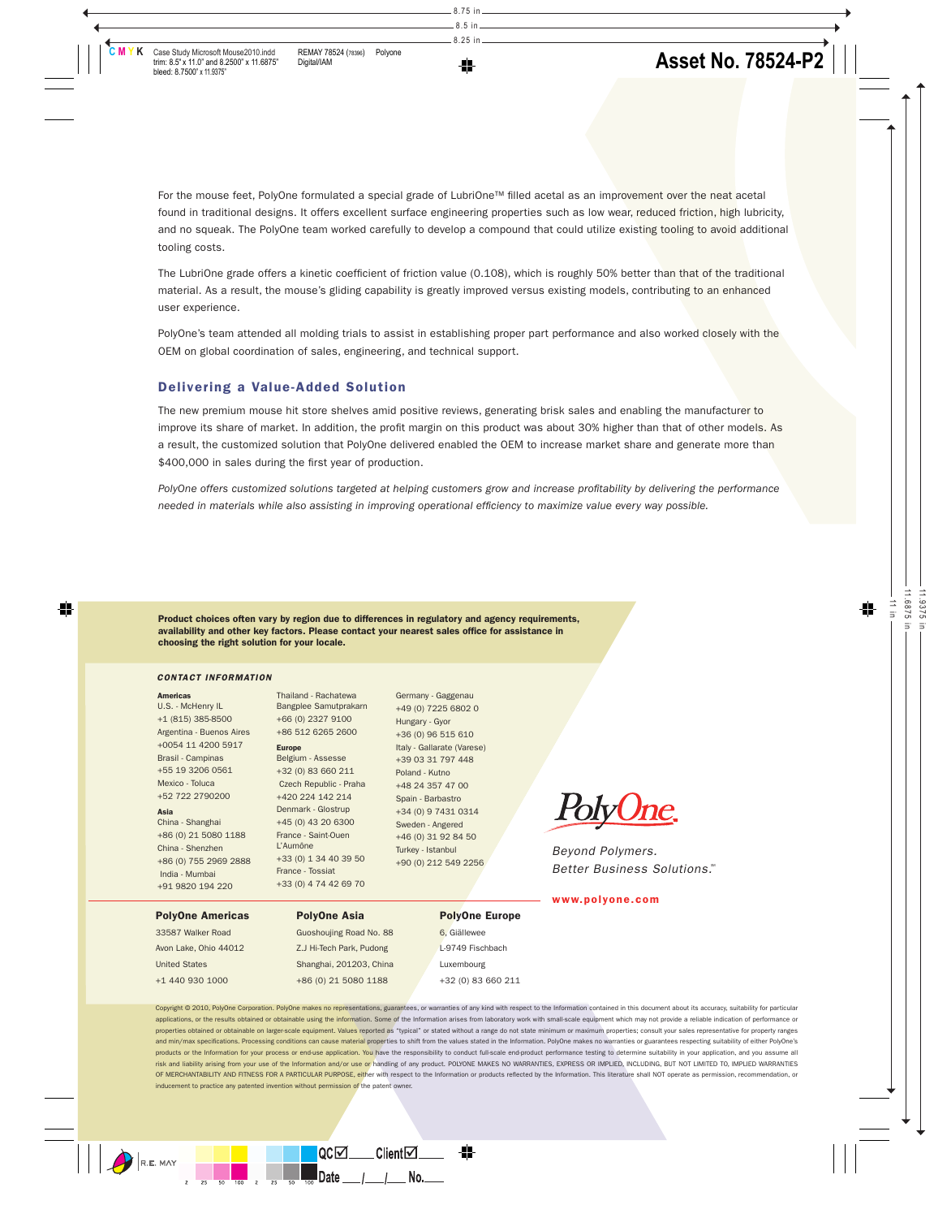For the mouse feet, PolyOne formulated a special grade of LubriOne™ filled acetal as an improvement over the neat acetal found in traditional designs. It offers excellent surface engineering properties such as low wear, reduced friction, high lubricity, and no squeak. The PolyOne team worked carefully to develop a compound that could utilize existing tooling to avoid additional tooling costs.

The LubriOne grade offers a kinetic coefficient of friction value (0.108), which is roughly 50% better than that of the traditional material. As a result, the mouse's gliding capability is greatly improved versus existing models, contributing to an enhanced user experience.

PolyOne's team attended all molding trials to assist in establishing proper part performance and also worked closely with the OEM on global coordination of sales, engineering, and technical support.

## Delivering a Value-Added Solution

The new premium mouse hit store shelves amid positive reviews, generating brisk sales and enabling the manufacturer to improve its share of market. In addition, the profit margin on this product was about 30% higher than that of other models. As a result, the customized solution that PolyOne delivered enabled the OEM to increase market share and generate more than $400,000 in sales during the first year of production.

*PolyOne offers customized solutions targeted at helping customers grow and increase profitability by delivering the performance needed in materials while also assisting in improving operational efficiency to maximize value every way possible.*

**Product choices often vary by region due to differences in regulatory and agency requirements, availability and other key factors. Please contact your nearest sales office for assistance in choosing the right solution for your locale.**

### CONTACT INFORMATION

**Americas**
U.S. - McHenry IL
+1 (815) 385-8500
Argentina - Buenos Aires
+0054 11 4200 5917
Brasil - Campinas
+55 19 3206 0561
Mexico - Toluca
+52 722 2790200

**Asia**
China - Shanghai
+86 (0) 21 5080 1188
China - Shenzhen
+86 (0) 755 2969 2888
India - Mumbai
+91 9820 194 220
Thailand - Rachatewa Bangplee Samutprakarn
+66 (0) 2327 9100
+86 512 6265 2600

**Europe**
Belgium - Assesse
+32 (0) 83 660 211
Czech Republic - Praha
+420 224 142 214
Denmark - Glostrup
+45 (0) 43 20 6300
France - Saint-Ouen L'Aumône
+33 (0) 1 34 40 39 50
France - Tossiat
+33 (0) 4 74 42 69 70
Germany - Gaggenau
+49 (0) 7225 6802 0
Hungary - Gyor
+36 (0) 96 515 610
Italy - Gallarate (Varese)
+39 03 31 797 448
Poland - Kutno
+48 24 357 47 00
Spain - Barbastro
+34 (0) 9 7431 0314
Sweden - Angered
+46 (0) 31 92 84 50
Turkey - Istanbul
+90 (0) 212 549 2256

PolyOne

*Beyond Polymers.*
*Better Business Solutions.*℠

**www.polyone.com**

**PolyOne Americas**
33587 Walker Road
Avon Lake, Ohio 44012
United States
+1 440 930 1000

**PolyOne Asia**
Guoshoujing Road No. 88
Z.J Hi-Tech Park, Pudong
Shanghai, 201203, China
+86 (0) 21 5080 1188

**PolyOne Europe**
6, Giällewee
L-9749 Fischbach
Luxembourg
+32 (0) 83 660 211

Copyright © 2010, PolyOne Corporation. PolyOne makes no representations, guarantees, or warranties of any kind with respect to the Information contained in this document about its accuracy, suitability for particular applications, or the results obtained or obtainable using the information. Some of the Information arises from laboratory work with small-scale equipment which may not provide a reliable indication of performance or properties obtained or obtainable on larger-scale equipment. Values reported as "typical" or stated without a range do not state minimum or maximum properties; consult your sales representative for property ranges and min/max specifications. Processing conditions can cause material properties to shift from the values stated in the Information. PolyOne makes no warranties or guarantees respecting suitability of either PolyOne's products or the Information for your process or end-use application. You have the responsibility to conduct full-scale end-product performance testing to determine suitability in your application, and you assume all risk and liability arising from your use of the Information and/or use or handling of any product. POLYONE MAKES NO WARRANTIES, EXPRESS OR IMPLIED, INCLUDING, BUT NOT LIMITED TO, IMPLIED WARRANTIES OF MERCHANTABILITY AND FITNESS FOR A PARTICULAR PURPOSE, either with respect to the Information or products reflected by the Information. This literature shall NOT operate as permission, recommendation, or inducement to practice any patented invention without permission of the patent owner.